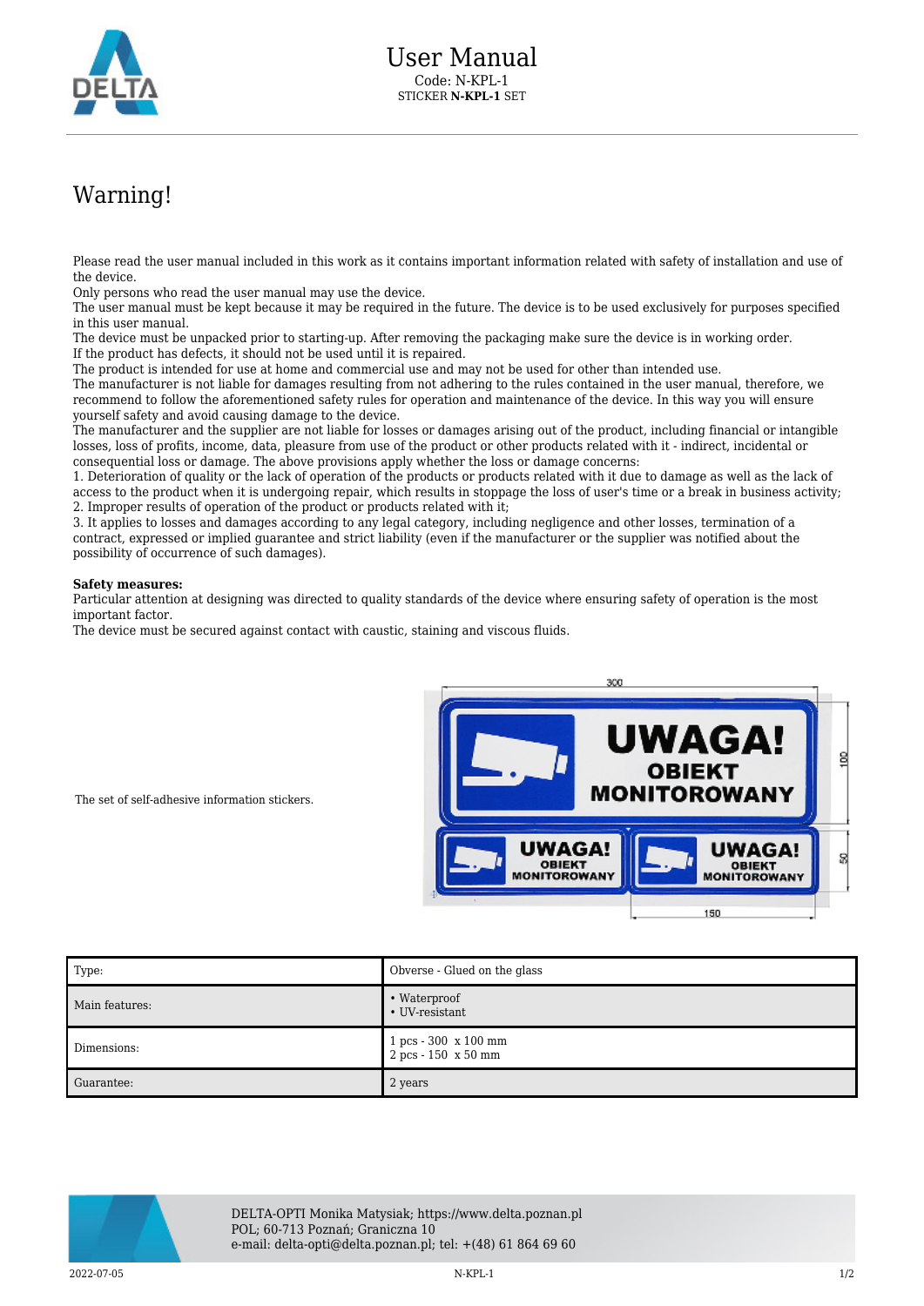# User Manual

Code: N-KPL-1

STICKER **N-KPL-1** SET

## Warning!

Please read the user manual included in this work as it contains important information related with safety of installation and use of the device.
Only persons who read the user manual may use the device.
The user manual must be kept because it may be required in the future. The device is to be used exclusively for purposes specified in this user manual.
The device must be unpacked prior to starting-up. After removing the packaging make sure the device is in working order.
If the product has defects, it should not be used until it is repaired.
The product is intended for use at home and commercial use and may not be used for other than intended use.
The manufacturer is not liable for damages resulting from not adhering to the rules contained in the user manual, therefore, we recommend to follow the aforementioned safety rules for operation and maintenance of the device. In this way you will ensure yourself safety and avoid causing damage to the device.
The manufacturer and the supplier are not liable for losses or damages arising out of the product, including financial or intangible losses, loss of profits, income, data, pleasure from use of the product or other products related with it - indirect, incidental or consequential loss or damage. The above provisions apply whether the loss or damage concerns:
1. Deterioration of quality or the lack of operation of the products or products related with it due to damage as well as the lack of access to the product when it is undergoing repair, which results in stoppage the loss of user's time or a break in business activity;
2. Improper results of operation of the product or products related with it;
3. It applies to losses and damages according to any legal category, including negligence and other losses, termination of a contract, expressed or implied guarantee and strict liability (even if the manufacturer or the supplier was notified about the possibility of occurrence of such damages).

**Safety measures:**
Particular attention at designing was directed to quality standards of the device where ensuring safety of operation is the most important factor.
The device must be secured against contact with caustic, staining and viscous fluids.

The set of self-adhesive information stickers.

| Type: | Obverse - Glued on the glass |
|---|---|
| Main features: | • Waterproof<br>• UV-resistant |
| Dimensions: | 1 pcs - 300 x 100 mm<br>2 pcs - 150 x 50 mm |
| Guarantee: | 2 years |

DELTA-OPTI Monika Matysiak; https://www.delta.poznan.pl
POL; 60-713 Poznań; Graniczna 10
e-mail: delta-opti@delta.poznan.pl; tel: +(48) 61 864 69 60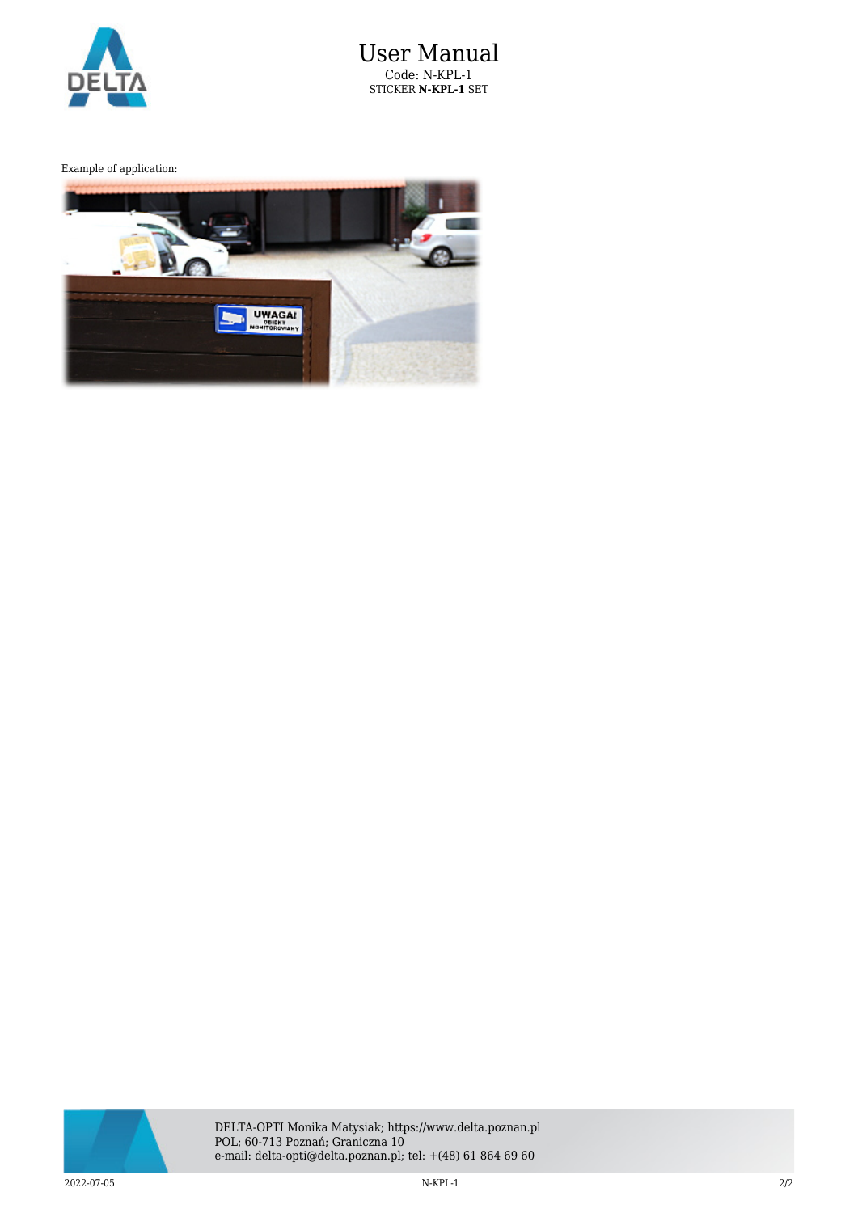Example of application: